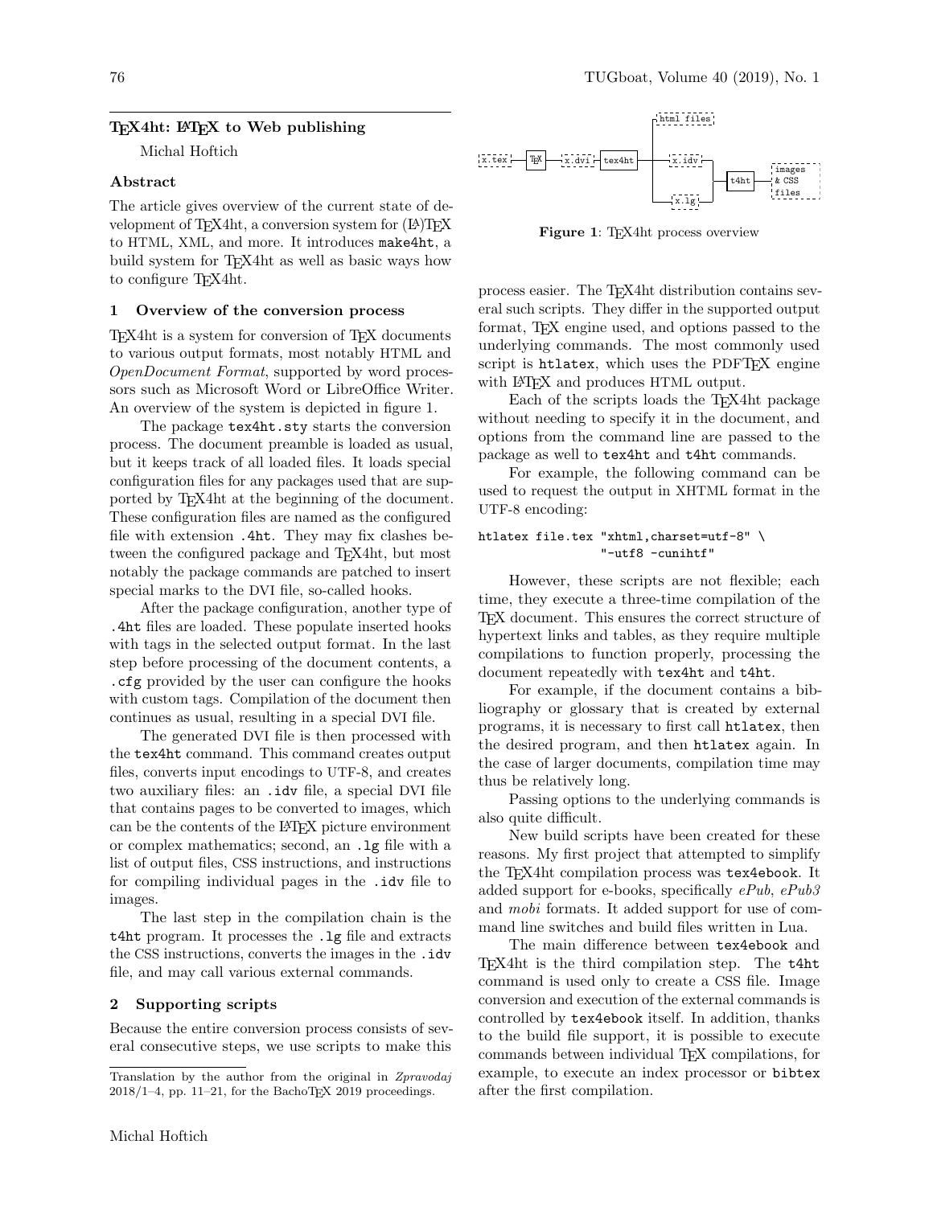# TEX4ht: LATEX to Web publishing

Michal Hoftich

## Abstract

The article gives overview of the current state of development of TEX4ht, a conversion system for (LA)TEX to HTML, XML, and more. It introduces make4ht, a build system for TEX4ht as well as basic ways how to configure TEX4ht.

## 1 Overview of the conversion process

TEX4ht is a system for conversion of TEX documents to various output formats, most notably HTML and *OpenDocument Format*, supported by word processors such as Microsoft Word or LibreOffice Writer. An overview of the system is depicted in figure 1.

The package tex4ht.sty starts the conversion process. The document preamble is loaded as usual, but it keeps track of all loaded files. It loads special configuration files for any packages used that are supported by TEX4ht at the beginning of the document. These configuration files are named as the configured file with extension .4ht. They may fix clashes between the configured package and TEX4ht, but most notably the package commands are patched to insert special marks to the DVI file, so-called hooks.

After the package configuration, another type of .4ht files are loaded. These populate inserted hooks with tags in the selected output format. In the last step before processing of the document contents, a .cfg provided by the user can configure the hooks with custom tags. Compilation of the document then continues as usual, resulting in a special DVI file.

The generated DVI file is then processed with the tex4ht command. This command creates output files, converts input encodings to UTF-8, and creates two auxiliary files: an .idv file, a special DVI file that contains pages to be converted to images, which can be the contents of the LATEX picture environment or complex mathematics; second, an .lg file with a list of output files, CSS instructions, and instructions for compiling individual pages in the .idv file to images.

The last step in the compilation chain is the t4ht program. It processes the .lg file and extracts the CSS instructions, converts the images in the .idv file, and may call various external commands.

## 2 Supporting scripts

Because the entire conversion process consists of several consecutive steps, we use scripts to make this process easier. The TEX4ht distribution contains several such scripts. They differ in the supported output format, TEX engine used, and options passed to the underlying commands. The most commonly used script is htlatex, which uses the PDFTEX engine with LATEX and produces HTML output.

**Figure 1**: TEX4ht process overview

Each of the scripts loads the TEX4ht package without needing to specify it in the document, and options from the command line are passed to the package as well to tex4ht and t4ht commands.

For example, the following command can be used to request the output in XHTML format in the UTF-8 encoding:

```
htlatex file.tex "xhtml,charset=utf-8" \
                 "-utf8 -cunihtf"
```

However, these scripts are not flexible; each time, they execute a three-time compilation of the TEX document. This ensures the correct structure of hypertext links and tables, as they require multiple compilations to function properly, processing the document repeatedly with tex4ht and t4ht.

For example, if the document contains a bibliography or glossary that is created by external programs, it is necessary to first call htlatex, then the desired program, and then htlatex again. In the case of larger documents, compilation time may thus be relatively long.

Passing options to the underlying commands is also quite difficult.

New build scripts have been created for these reasons. My first project that attempted to simplify the TEX4ht compilation process was tex4ebook. It added support for e-books, specifically *ePub*, *ePub3* and *mobi* formats. It added support for use of command line switches and build files written in Lua.

The main difference between tex4ebook and TEX4ht is the third compilation step. The t4ht command is used only to create a CSS file. Image conversion and execution of the external commands is controlled by tex4ebook itself. In addition, thanks to the build file support, it is possible to execute commands between individual TEX compilations, for example, to execute an index processor or bibtex after the first compilation.

---

Translation by the author from the original in *Zpravodaj* 2018/1–4, pp. 11–21, for the BachoTEX 2019 proceedings.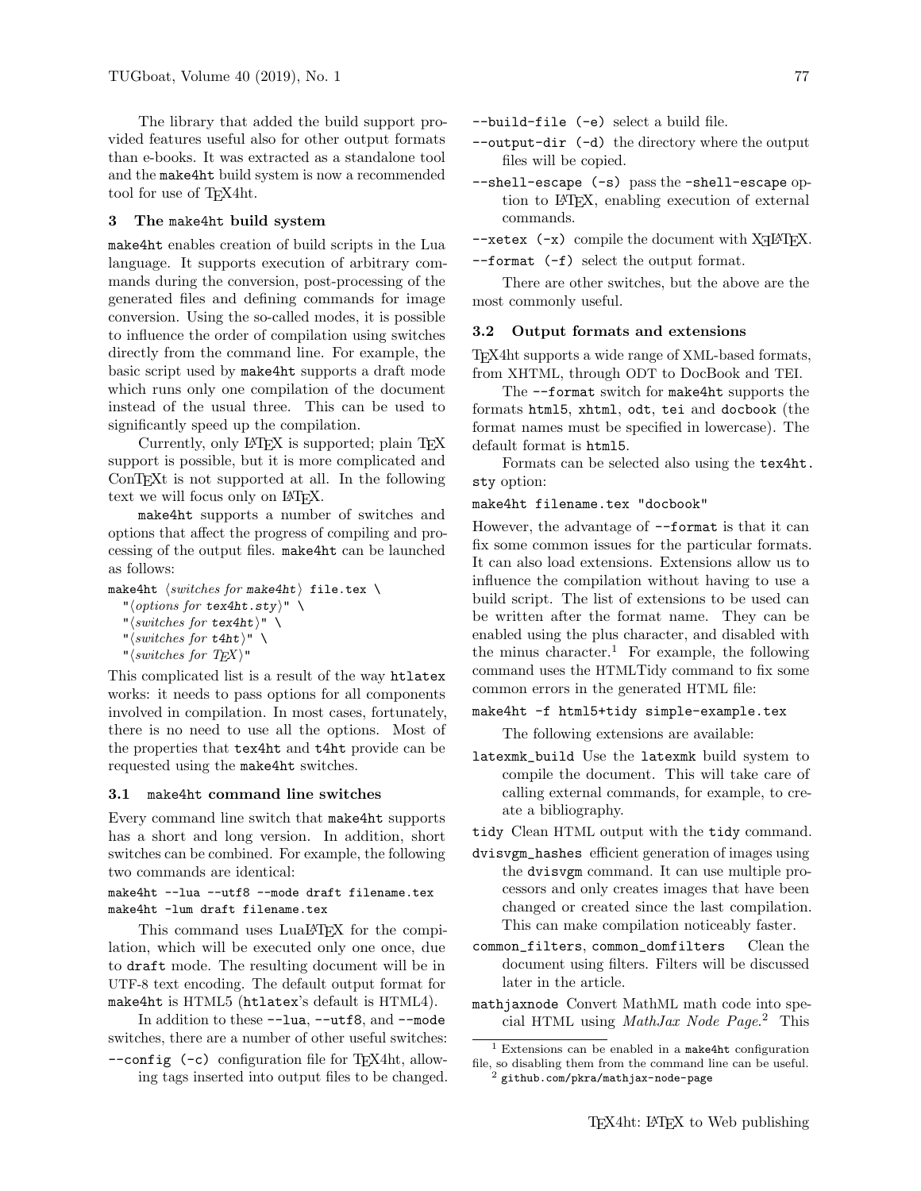The library that added the build support provided features useful also for other output formats than e-books. It was extracted as a standalone tool and the `make4ht` build system is now a recommended tool for use of TEX4ht.

## 3 The `make4ht` build system

`make4ht` enables creation of build scripts in the Lua language. It supports execution of arbitrary commands during the conversion, post-processing of the generated files and defining commands for image conversion. Using the so-called modes, it is possible to influence the order of compilation using switches directly from the command line. For example, the basic script used by `make4ht` supports a draft mode which runs only one compilation of the document instead of the usual three. This can be used to significantly speed up the compilation.

Currently, only LATEX is supported; plain TEX support is possible, but it is more complicated and ConTEXt is not supported at all. In the following text we will focus only on LATEX.

`make4ht` supports a number of switches and options that affect the progress of compiling and processing of the output files. `make4ht` can be launched as follows:

```
make4ht ⟨switches for make4ht⟩ file.tex \
  "⟨options for tex4ht.sty⟩" \
  "⟨switches for tex4ht⟩" \
  "⟨switches for t4ht⟩" \
  "⟨switches for TEX⟩"
```

This complicated list is a result of the way `htlatex` works: it needs to pass options for all components involved in compilation. In most cases, fortunately, there is no need to use all the options. Most of the properties that `tex4ht` and `t4ht` provide can be requested using the `make4ht` switches.

### 3.1 `make4ht` command line switches

Every command line switch that `make4ht` supports has a short and long version. In addition, short switches can be combined. For example, the following two commands are identical:

```
make4ht --lua --utf8 --mode draft filename.tex
make4ht -lum draft filename.tex
```

This command uses LuaLATEX for the compilation, which will be executed only one once, due to `draft` mode. The resulting document will be in UTF-8 text encoding. The default output format for `make4ht` is HTML5 (`htlatex`'s default is HTML4).

In addition to these `--lua`, `--utf8`, and `--mode` switches, there are a number of other useful switches:

- `--config (-c)` configuration file for TEX4ht, allowing tags inserted into output files to be changed.
- `--build-file (-e)` select a build file.
- `--output-dir (-d)` the directory where the output files will be copied.
- `--shell-escape (-s)` pass the `-shell-escape` option to LATEX, enabling execution of external commands.
- `--xetex (-x)` compile the document with XELATEX.
- `--format (-f)` select the output format.

There are other switches, but the above are the most commonly useful.

### 3.2 Output formats and extensions

TEX4ht supports a wide range of XML-based formats, from XHTML, through ODT to DocBook and TEI.

The `--format` switch for `make4ht` supports the formats `html5`, `xhtml`, `odt`, `tei` and `docbook` (the format names must be specified in lowercase). The default format is `html5`.

Formats can be selected also using the `tex4ht.sty` option:

```
make4ht filename.tex "docbook"
```

However, the advantage of `--format` is that it can fix some common issues for the particular formats. It can also load extensions. Extensions allow us to influence the compilation without having to use a build script. The list of extensions to be used can be written after the format name. They can be enabled using the plus character, and disabled with the minus character.[1] For example, the following command uses the HTMLTidy command to fix some common errors in the generated HTML file:

```
make4ht -f html5+tidy simple-example.tex
```

The following extensions are available:

- `latexmk_build` Use the `latexmk` build system to compile the document. This will take care of calling external commands, for example, to create a bibliography.
- `tidy` Clean HTML output with the `tidy` command.
- `dvisvgm_hashes` efficient generation of images using the `dvisvgm` command. It can use multiple processors and only creates images that have been changed or created since the last compilation. This can make compilation noticeably faster.
- `common_filters`, `common_domfilters` Clean the document using filters. Filters will be discussed later in the article.
- `mathjaxnode` Convert MathML math code into special HTML using *MathJax Node Page*.[2] This

---

[1] Extensions can be enabled in a `make4ht` configuration file, so disabling them from the command line can be useful.

[2] `github.com/pkra/mathjax-node-page`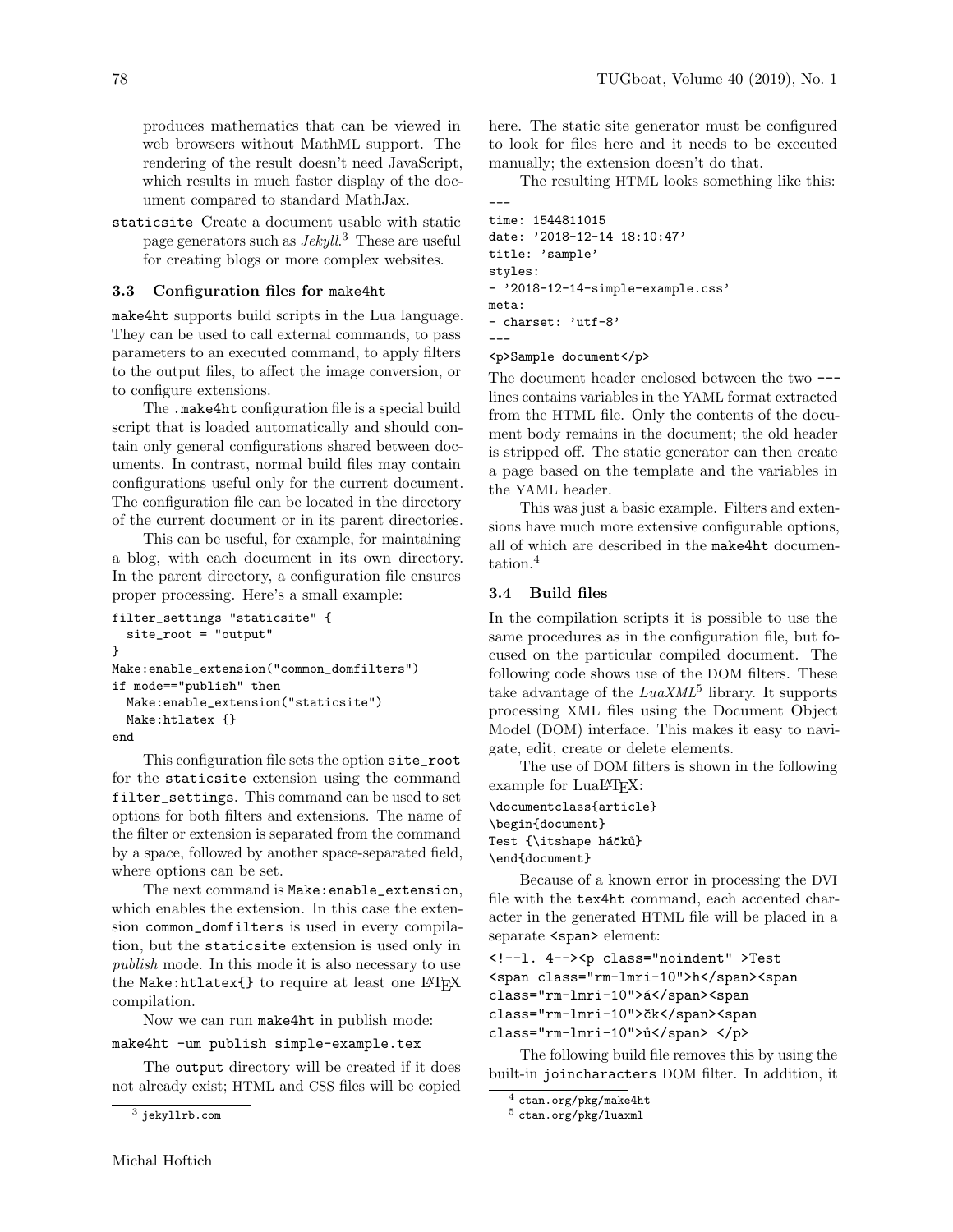produces mathematics that can be viewed in web browsers without MathML support. The rendering of the result doesn't need JavaScript, which results in much faster display of the document compared to standard MathJax.

`staticsite` Create a document usable with static page generators such as *Jekyll*.[3] These are useful for creating blogs or more complex websites.

### 3.3 Configuration files for make4ht

`make4ht` supports build scripts in the Lua language. They can be used to call external commands, to pass parameters to an executed command, to apply filters to the output files, to affect the image conversion, or to configure extensions.

The `.make4ht` configuration file is a special build script that is loaded automatically and should contain only general configurations shared between documents. In contrast, normal build files may contain configurations useful only for the current document. The configuration file can be located in the directory of the current document or in its parent directories.

This can be useful, for example, for maintaining a blog, with each document in its own directory. In the parent directory, a configuration file ensures proper processing. Here's a small example:

```
filter_settings "staticsite" {
  site_root = "output"
}
Make:enable_extension("common_domfilters")
if mode=="publish" then
  Make:enable_extension("staticsite")
  Make:htlatex {}
end
```

This configuration file sets the option `site_root` for the `staticsite` extension using the command `filter_settings`. This command can be used to set options for both filters and extensions. The name of the filter or extension is separated from the command by a space, followed by another space-separated field, where options can be set.

The next command is `Make:enable_extension`, which enables the extension. In this case the extension `common_domfilters` is used in every compilation, but the `staticsite` extension is used only in *publish* mode. In this mode it is also necessary to use the `Make:htlatex{}` to require at least one LaTeX compilation.

Now we can run `make4ht` in publish mode:

```
make4ht -um publish simple-example.tex
```

The `output` directory will be created if it does not already exist; HTML and CSS files will be copied here. The static site generator must be configured to look for files here and it needs to be executed manually; the extension doesn't do that.

The resulting HTML looks something like this:

```
---
time: 1544811015
date: '2018-12-14 18:10:47'
title: 'sample'
styles:
- '2018-12-14-simple-example.css'
meta:
- charset: 'utf-8'
---
<p>Sample document</p>
```

The document header enclosed between the two `---` lines contains variables in the YAML format extracted from the HTML file. Only the contents of the document body remains in the document; the old header is stripped off. The static generator can then create a page based on the template and the variables in the YAML header.

This was just a basic example. Filters and extensions have much more extensive configurable options, all of which are described in the `make4ht` documentation.[4]

### 3.4 Build files

In the compilation scripts it is possible to use the same procedures as in the configuration file, but focused on the particular compiled document. The following code shows use of the DOM filters. These take advantage of the *LuaXML*[5] library. It supports processing XML files using the Document Object Model (DOM) interface. This makes it easy to navigate, edit, create or delete elements.

The use of DOM filters is shown in the following example for LuaLaTeX:

```
\documentclass{article}
\begin{document}
Test {\itshape háčků}
\end{document}
```

Because of a known error in processing the DVI file with the `tex4ht` command, each accented character in the generated HTML file will be placed in a separate `<span>` element:

```
<!--l. 4--><p class="noindent" >Test
<span class="rm-lmri-10">h</span><span
class="rm-lmri-10">á</span><span
class="rm-lmri-10">čk</span><span
class="rm-lmri-10">ů</span> </p>
```

The following build file removes this by using the built-in `joincharacters` DOM filter. In addition, it

---

[3] jekyllrb.com

[4] ctan.org/pkg/make4ht

[5] ctan.org/pkg/luaxml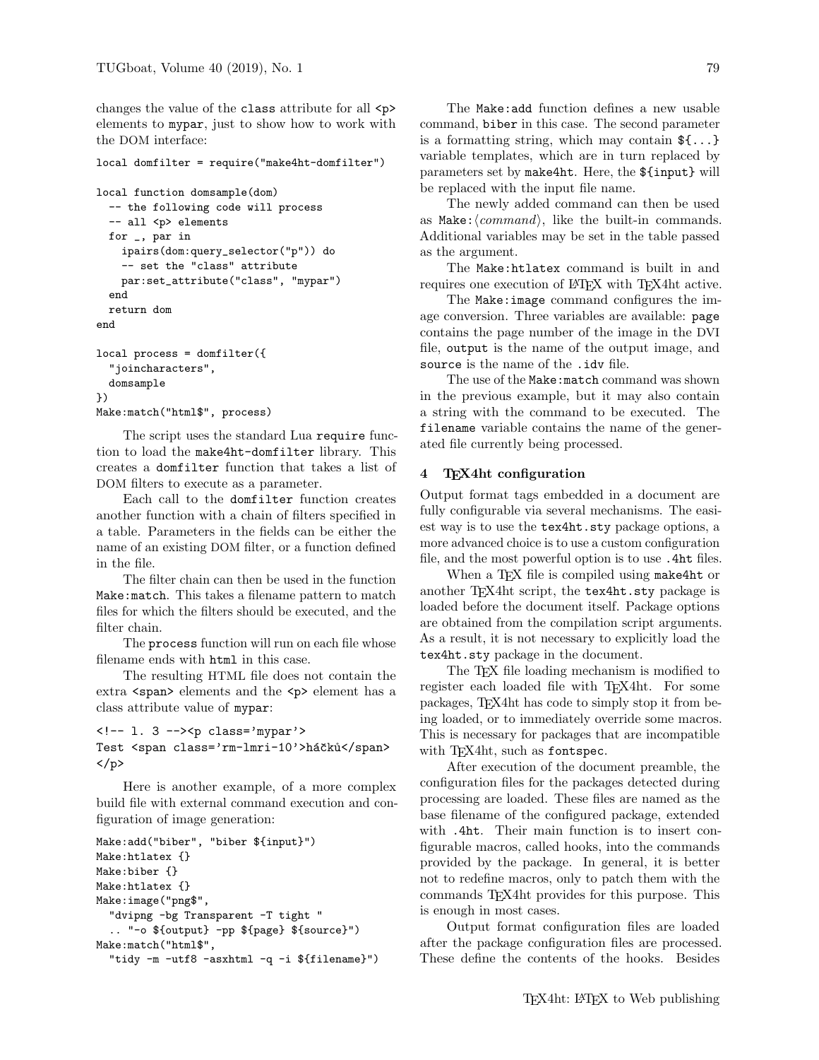changes the value of the class attribute for all `<p>` elements to mypar, just to show how to work with the DOM interface:

```
local domfilter = require("make4ht-domfilter")

local function domsample(dom)
  -- the following code will process
  -- all <p> elements
  for _, par in
    ipairs(dom:query_selector("p")) do
    -- set the "class" attribute
    par:set_attribute("class", "mypar")
  end
  return dom
end

local process = domfilter({
  "joincharacters",
  domsample
})
Make:match("html$", process)
```

The script uses the standard Lua require function to load the make4ht-domfilter library. This creates a domfilter function that takes a list of DOM filters to execute as a parameter.

Each call to the domfilter function creates another function with a chain of filters specified in a table. Parameters in the fields can be either the name of an existing DOM filter, or a function defined in the file.

The filter chain can then be used in the function Make:match. This takes a filename pattern to match files for which the filters should be executed, and the filter chain.

The process function will run on each file whose filename ends with html in this case.

The resulting HTML file does not contain the extra `<span>` elements and the `<p>` element has a class attribute value of mypar:

```
<!-- l. 3 --><p class='mypar'>
Test <span class='rm-lmri-10'>háčků</span>
</p>
```

Here is another example, of a more complex build file with external command execution and configuration of image generation:

```
Make:add("biber", "biber ${input}")
Make:htlatex {}
Make:biber {}
Make:htlatex {}
Make:image("png$",
  "dvipng -bg Transparent -T tight "
  .. "-o ${output} -pp ${page} ${source}")
Make:match("html$",
  "tidy -m -utf8 -asxhtml -q -i ${filename}")
```

The Make:add function defines a new usable command, biber in this case. The second parameter is a formatting string, which may contain `${...}` variable templates, which are in turn replaced by parameters set by make4ht. Here, the `${input}` will be replaced with the input file name.

The newly added command can then be used as Make:⟨*command*⟩, like the built-in commands. Additional variables may be set in the table passed as the argument.

The Make:htlatex command is built in and requires one execution of LaTeX with TeX4ht active.

The Make:image command configures the image conversion. Three variables are available: page contains the page number of the image in the DVI file, output is the name of the output image, and source is the name of the .idv file.

The use of the Make:match command was shown in the previous example, but it may also contain a string with the command to be executed. The filename variable contains the name of the generated file currently being processed.

## 4 TeX4ht configuration

Output format tags embedded in a document are fully configurable via several mechanisms. The easiest way is to use the tex4ht.sty package options, a more advanced choice is to use a custom configuration file, and the most powerful option is to use .4ht files.

When a TeX file is compiled using make4ht or another TeX4ht script, the tex4ht.sty package is loaded before the document itself. Package options are obtained from the compilation script arguments. As a result, it is not necessary to explicitly load the tex4ht.sty package in the document.

The TeX file loading mechanism is modified to register each loaded file with TeX4ht. For some packages, TeX4ht has code to simply stop it from being loaded, or to immediately override some macros. This is necessary for packages that are incompatible with TeX4ht, such as fontspec.

After execution of the document preamble, the configuration files for the packages detected during processing are loaded. These files are named as the base filename of the configured package, extended with .4ht. Their main function is to insert configurable macros, called hooks, into the commands provided by the package. In general, it is better not to redefine macros, only to patch them with the commands TeX4ht provides for this purpose. This is enough in most cases.

Output format configuration files are loaded after the package configuration files are processed. These define the contents of the hooks. Besides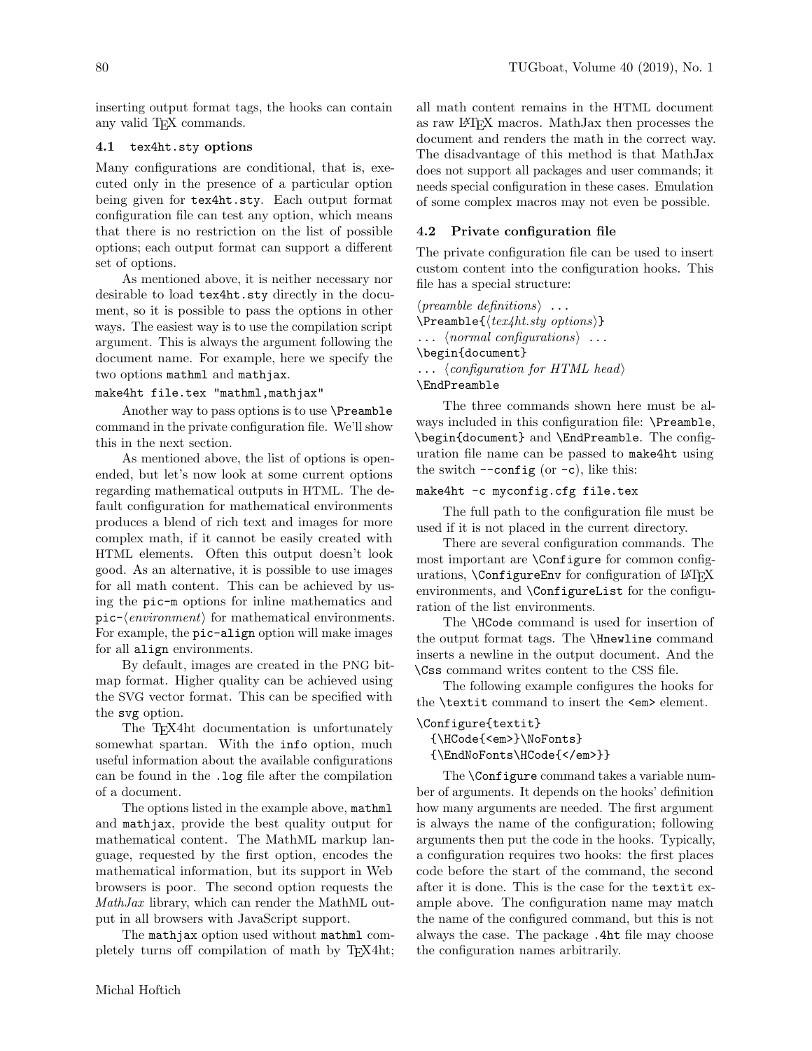inserting output format tags, the hooks can contain any valid TeX commands.

### 4.1 tex4ht.sty options

Many configurations are conditional, that is, executed only in the presence of a particular option being given for `tex4ht.sty`. Each output format configuration file can test any option, which means that there is no restriction on the list of possible options; each output format can support a different set of options.

As mentioned above, it is neither necessary nor desirable to load `tex4ht.sty` directly in the document, so it is possible to pass the options in other ways. The easiest way is to use the compilation script argument. This is always the argument following the document name. For example, here we specify the two options `mathml` and `mathjax`.

```
make4ht file.tex "mathml,mathjax"
```

Another way to pass options is to use `\Preamble` command in the private configuration file. We'll show this in the next section.

As mentioned above, the list of options is open-ended, but let's now look at some current options regarding mathematical outputs in HTML. The default configuration for mathematical environments produces a blend of rich text and images for more complex math, if it cannot be easily created with HTML elements. Often this output doesn't look good. As an alternative, it is possible to use images for all math content. This can be achieved by using the `pic-m` options for inline mathematics and `pic-`⟨*environment*⟩ for mathematical environments. For example, the `pic-align` option will make images for all `align` environments.

By default, images are created in the PNG bitmap format. Higher quality can be achieved using the SVG vector format. This can be specified with the `svg` option.

The TeX4ht documentation is unfortunately somewhat spartan. With the `info` option, much useful information about the available configurations can be found in the `.log` file after the compilation of a document.

The options listed in the example above, `mathml` and `mathjax`, provide the best quality output for mathematical content. The MathML markup language, requested by the first option, encodes the mathematical information, but its support in Web browsers is poor. The second option requests the *MathJax* library, which can render the MathML output in all browsers with JavaScript support.

The `mathjax` option used without `mathml` completely turns off compilation of math by TeX4ht; all math content remains in the HTML document as raw LaTeX macros. MathJax then processes the document and renders the math in the correct way. The disadvantage of this method is that MathJax does not support all packages and user commands; it needs special configuration in these cases. Emulation of some complex macros may not even be possible.

### 4.2 Private configuration file

The private configuration file can be used to insert custom content into the configuration hooks. This file has a special structure:

⟨*preamble definitions*⟩ ...
`\Preamble{`⟨*tex4ht.sty options*⟩`}`
... ⟨*normal configurations*⟩ ...
`\begin{document}`
... ⟨*configuration for HTML head*⟩
`\EndPreamble`

The three commands shown here must be always included in this configuration file: `\Preamble`, `\begin{document}` and `\EndPreamble`. The configuration file name can be passed to `make4ht` using the switch `--config` (or `-c`), like this:

```
make4ht -c myconfig.cfg file.tex
```

The full path to the configuration file must be used if it is not placed in the current directory.

There are several configuration commands. The most important are `\Configure` for common configurations, `\ConfigureEnv` for configuration of LaTeX environments, and `\ConfigureList` for the configuration of the list environments.

The `\HCode` command is used for insertion of the output format tags. The `\Hnewline` command inserts a newline in the output document. And the `\Css` command writes content to the CSS file.

The following example configures the hooks for the `\textit` command to insert the `<em>` element.

```
\Configure{textit}
  {\HCode{<em>}\NoFonts}
  {\EndNoFonts\HCode{</em>}}
```

The `\Configure` command takes a variable number of arguments. It depends on the hooks' definition how many arguments are needed. The first argument is always the name of the configuration; following arguments then put the code in the hooks. Typically, a configuration requires two hooks: the first places code before the start of the command, the second after it is done. This is the case for the `textit` example above. The configuration name may match the name of the configured command, but this is not always the case. The package `.4ht` file may choose the configuration names arbitrarily.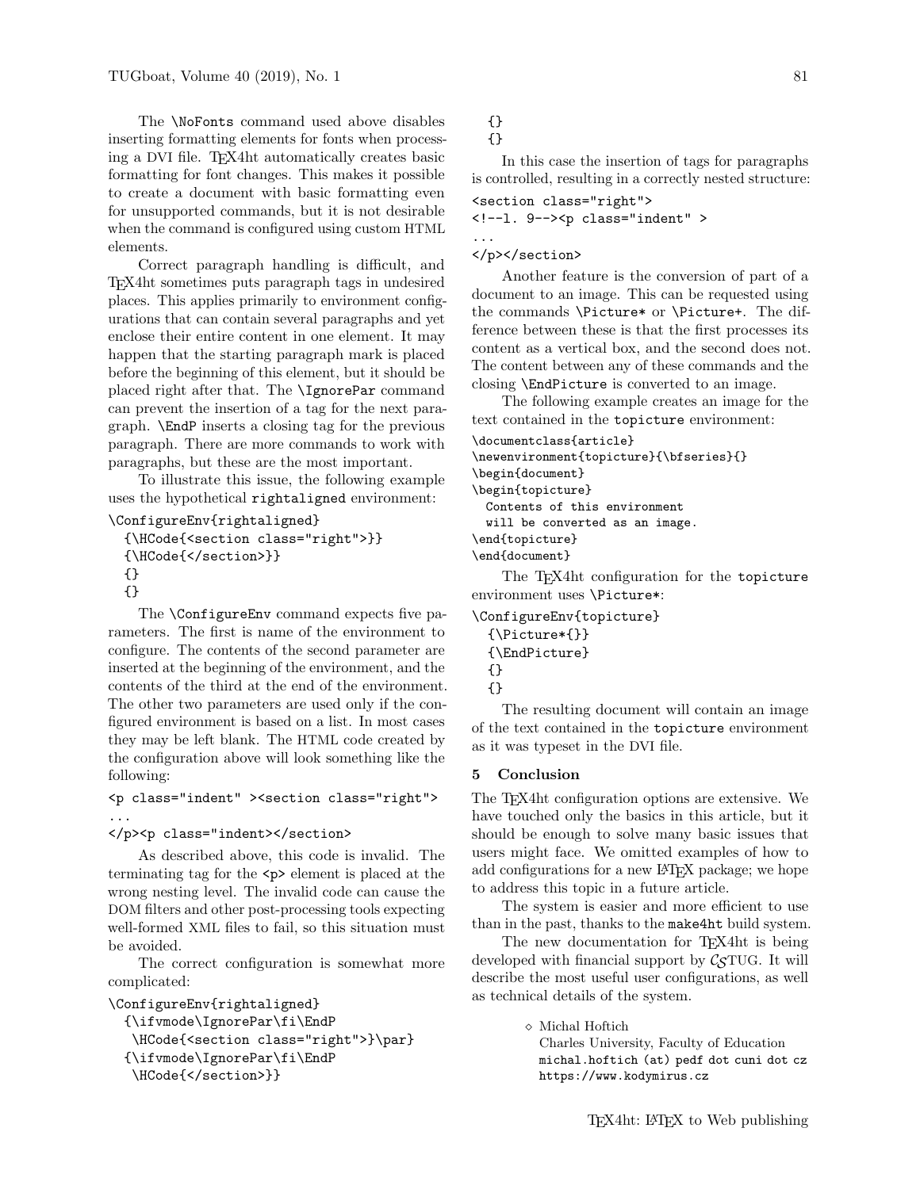The `\NoFonts` command used above disables inserting formatting elements for fonts when processing a DVI file. TeX4ht automatically creates basic formatting for font changes. This makes it possible to create a document with basic formatting even for unsupported commands, but it is not desirable when the command is configured using custom HTML elements.

Correct paragraph handling is difficult, and TeX4ht sometimes puts paragraph tags in undesired places. This applies primarily to environment configurations that can contain several paragraphs and yet enclose their entire content in one element. It may happen that the starting paragraph mark is placed before the beginning of this element, but it should be placed right after that. The `\IgnorePar` command can prevent the insertion of a tag for the next paragraph. `\EndP` inserts a closing tag for the previous paragraph. There are more commands to work with paragraphs, but these are the most important.

To illustrate this issue, the following example uses the hypothetical `rightaligned` environment:

```
\ConfigureEnv{rightaligned}
  {\HCode{<section class="right">}}
  {\HCode{</section>}}
  {}
  {}
```

The `\ConfigureEnv` command expects five parameters. The first is name of the environment to configure. The contents of the second parameter are inserted at the beginning of the environment, and the contents of the third at the end of the environment. The other two parameters are used only if the configured environment is based on a list. In most cases they may be left blank. The HTML code created by the configuration above will look something like the following:

```
<p class="indent" ><section class="right">
...
</p><p class="indent></section>
```

As described above, this code is invalid. The terminating tag for the `<p>` element is placed at the wrong nesting level. The invalid code can cause the DOM filters and other post-processing tools expecting well-formed XML files to fail, so this situation must be avoided.

The correct configuration is somewhat more complicated:

```
\ConfigureEnv{rightaligned}
  {\ifvmode\IgnorePar\fi\EndP
   \HCode{<section class="right">}\par}
  {\ifvmode\IgnorePar\fi\EndP
   \HCode{</section>}}
  {}
  {}
```

In this case the insertion of tags for paragraphs is controlled, resulting in a correctly nested structure:

```
<section class="right">
<!--l. 9--><p class="indent" >
...
</p></section>
```

Another feature is the conversion of part of a document to an image. This can be requested using the commands `\Picture*` or `\Picture+`. The difference between these is that the first processes its content as a vertical box, and the second does not. The content between any of these commands and the closing `\EndPicture` is converted to an image.

The following example creates an image for the text contained in the `topicture` environment:

```
\documentclass{article}
\newenvironment{topicture}{\bfseries}{}
\begin{document}
\begin{topicture}
  Contents of this environment
  will be converted as an image.
\end{topicture}
\end{document}
```

The TeX4ht configuration for the `topicture` environment uses `\Picture*`:

```
\ConfigureEnv{topicture}
  {\Picture*{}}
  {\EndPicture}
  {}
  {}
```

The resulting document will contain an image of the text contained in the `topicture` environment as it was typeset in the DVI file.

## 5 Conclusion

The TeX4ht configuration options are extensive. We have touched only the basics in this article, but it should be enough to solve many basic issues that users might face. We omitted examples of how to add configurations for a new LaTeX package; we hope to address this topic in a future article.

The system is easier and more efficient to use than in the past, thanks to the `make4ht` build system.

The new documentation for TeX4ht is being developed with financial support by CSTUG. It will describe the most useful user configurations, as well as technical details of the system.

◇ Michal Hoftich
Charles University, Faculty of Education
michal.hoftich (at) pedf dot cuni dot cz
https://www.kodymirus.cz